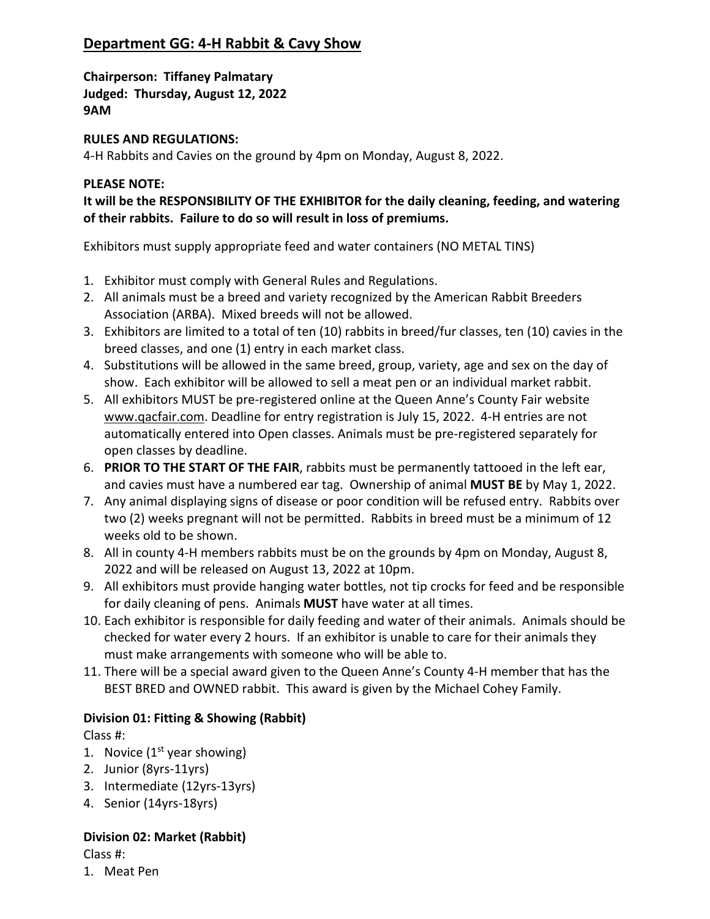## Department GG: 4-H Rabbit & Cavy Show

**Chairperson: Tiffaney Palmatary**
**Judged: Thursday, August 12, 2022**
**9AM**

**RULES AND REGULATIONS:**
4-H Rabbits and Cavies on the ground by 4pm on Monday, August 8, 2022.

**PLEASE NOTE:**
**It will be the RESPONSIBILITY OF THE EXHIBITOR for the daily cleaning, feeding, and watering of their rabbits. Failure to do so will result in loss of premiums.**

Exhibitors must supply appropriate feed and water containers (NO METAL TINS)

1. Exhibitor must comply with General Rules and Regulations.
2. All animals must be a breed and variety recognized by the American Rabbit Breeders Association (ARBA). Mixed breeds will not be allowed.
3. Exhibitors are limited to a total of ten (10) rabbits in breed/fur classes, ten (10) cavies in the breed classes, and one (1) entry in each market class.
4. Substitutions will be allowed in the same breed, group, variety, age and sex on the day of show. Each exhibitor will be allowed to sell a meat pen or an individual market rabbit.
5. All exhibitors MUST be pre-registered online at the Queen Anne's County Fair website www.qacfair.com. Deadline for entry registration is July 15, 2022. 4-H entries are not automatically entered into Open classes. Animals must be pre-registered separately for open classes by deadline.
6. **PRIOR TO THE START OF THE FAIR**, rabbits must be permanently tattooed in the left ear, and cavies must have a numbered ear tag. Ownership of animal **MUST BE** by May 1, 2022.
7. Any animal displaying signs of disease or poor condition will be refused entry. Rabbits over two (2) weeks pregnant will not be permitted. Rabbits in breed must be a minimum of 12 weeks old to be shown.
8. All in county 4-H members rabbits must be on the grounds by 4pm on Monday, August 8, 2022 and will be released on August 13, 2022 at 10pm.
9. All exhibitors must provide hanging water bottles, not tip crocks for feed and be responsible for daily cleaning of pens. Animals **MUST** have water at all times.
10. Each exhibitor is responsible for daily feeding and water of their animals. Animals should be checked for water every 2 hours. If an exhibitor is unable to care for their animals they must make arrangements with someone who will be able to.
11. There will be a special award given to the Queen Anne's County 4-H member that has the BEST BRED and OWNED rabbit. This award is given by the Michael Cohey Family.

### Division 01: Fitting & Showing (Rabbit)

Class #:

1. Novice (1st year showing)
2. Junior (8yrs-11yrs)
3. Intermediate (12yrs-13yrs)
4. Senior (14yrs-18yrs)

### Division 02: Market (Rabbit)

Class #:

1. Meat Pen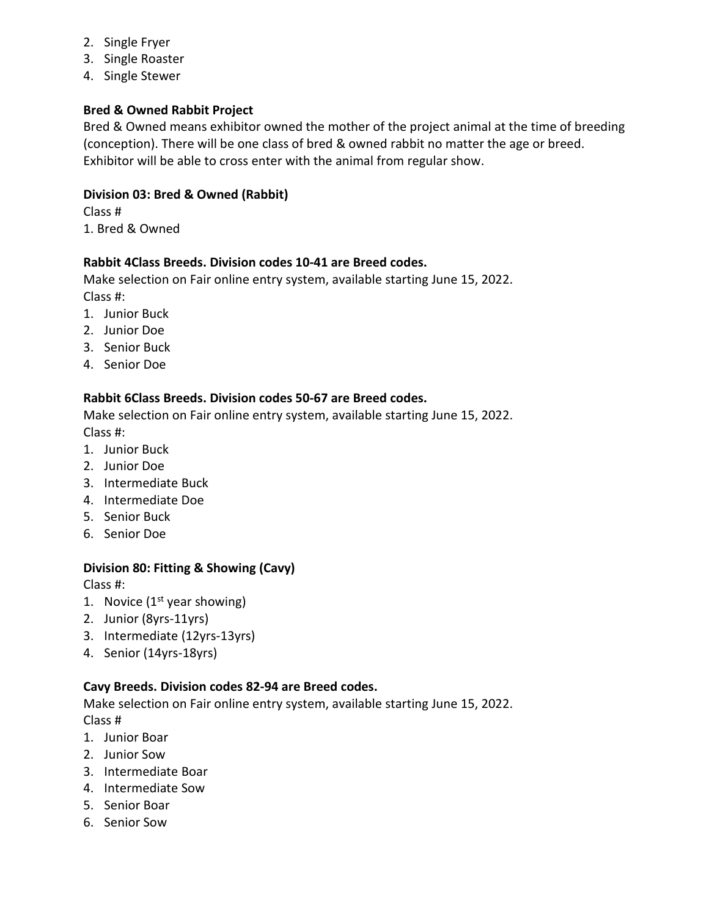2. Single Fryer
3. Single Roaster
4. Single Stewer

**Bred & Owned Rabbit Project**

Bred & Owned means exhibitor owned the mother of the project animal at the time of breeding (conception). There will be one class of bred & owned rabbit no matter the age or breed. Exhibitor will be able to cross enter with the animal from regular show.

**Division 03: Bred & Owned (Rabbit)**

Class #

1. Bred & Owned

**Rabbit 4Class Breeds. Division codes 10-41 are Breed codes.**

Make selection on Fair online entry system, available starting June 15, 2022.

Class #:

1. Junior Buck
2. Junior Doe
3. Senior Buck
4. Senior Doe

**Rabbit 6Class Breeds. Division codes 50-67 are Breed codes.**

Make selection on Fair online entry system, available starting June 15, 2022.

Class #:

1. Junior Buck
2. Junior Doe
3. Intermediate Buck
4. Intermediate Doe
5. Senior Buck
6. Senior Doe

**Division 80: Fitting & Showing (Cavy)**

Class #:

1. Novice (1st year showing)
2. Junior (8yrs-11yrs)
3. Intermediate (12yrs-13yrs)
4. Senior (14yrs-18yrs)

**Cavy Breeds. Division codes 82-94 are Breed codes.**

Make selection on Fair online entry system, available starting June 15, 2022.

Class #

1. Junior Boar
2. Junior Sow
3. Intermediate Boar
4. Intermediate Sow
5. Senior Boar
6. Senior Sow